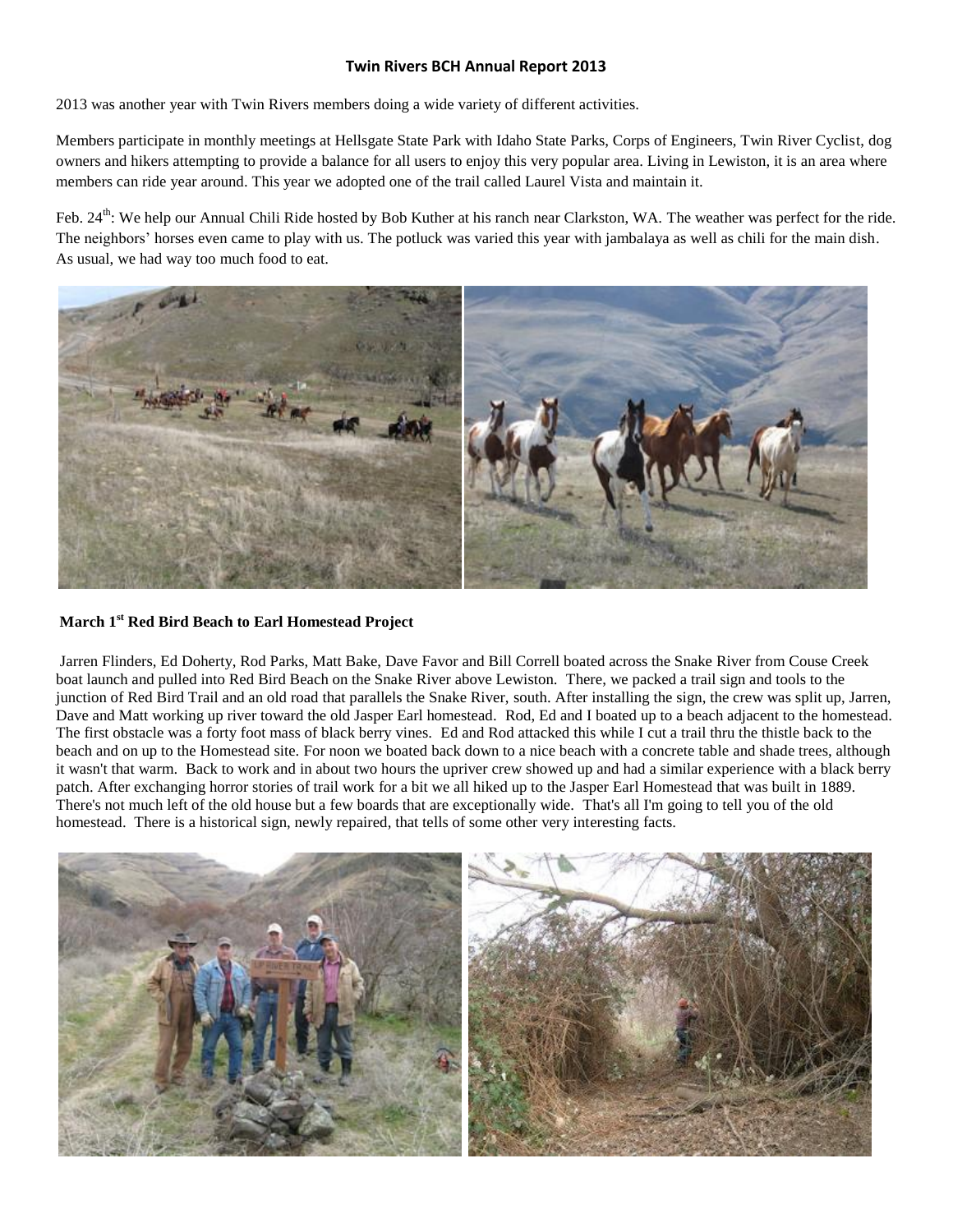**Twin Rivers BCH Annual Report 2013**

2013 was another year with Twin Rivers members doing a wide variety of different activities.

Members participate in monthly meetings at Hellsgate State Park with Idaho State Parks, Corps of Engineers, Twin River Cyclist, dog owners and hikers attempting to provide a balance for all users to enjoy this very popular area. Living in Lewiston, it is an area where members can ride year around. This year we adopted one of the trail called Laurel Vista and maintain it.

Feb. 24th: We help our Annual Chili Ride hosted by Bob Kuther at his ranch near Clarkston, WA. The weather was perfect for the ride. The neighbors' horses even came to play with us. The potluck was varied this year with jambalaya as well as chili for the main dish. As usual, we had way too much food to eat.

**March 1st Red Bird Beach to Earl Homestead Project**

Jarren Flinders, Ed Doherty, Rod Parks, Matt Bake, Dave Favor and Bill Correll boated across the Snake River from Couse Creek boat launch and pulled into Red Bird Beach on the Snake River above Lewiston. There, we packed a trail sign and tools to the junction of Red Bird Trail and an old road that parallels the Snake River, south. After installing the sign, the crew was split up, Jarren, Dave and Matt working up river toward the old Jasper Earl homestead. Rod, Ed and I boated up to a beach adjacent to the homestead. The first obstacle was a forty foot mass of black berry vines. Ed and Rod attacked this while I cut a trail thru the thistle back to the beach and on up to the Homestead site. For noon we boated back down to a nice beach with a concrete table and shade trees, although it wasn't that warm. Back to work and in about two hours the upriver crew showed up and had a similar experience with a black berry patch. After exchanging horror stories of trail work for a bit we all hiked up to the Jasper Earl Homestead that was built in 1889. There's not much left of the old house but a few boards that are exceptionally wide. That's all I'm going to tell you of the old homestead. There is a historical sign, newly repaired, that tells of some other very interesting facts.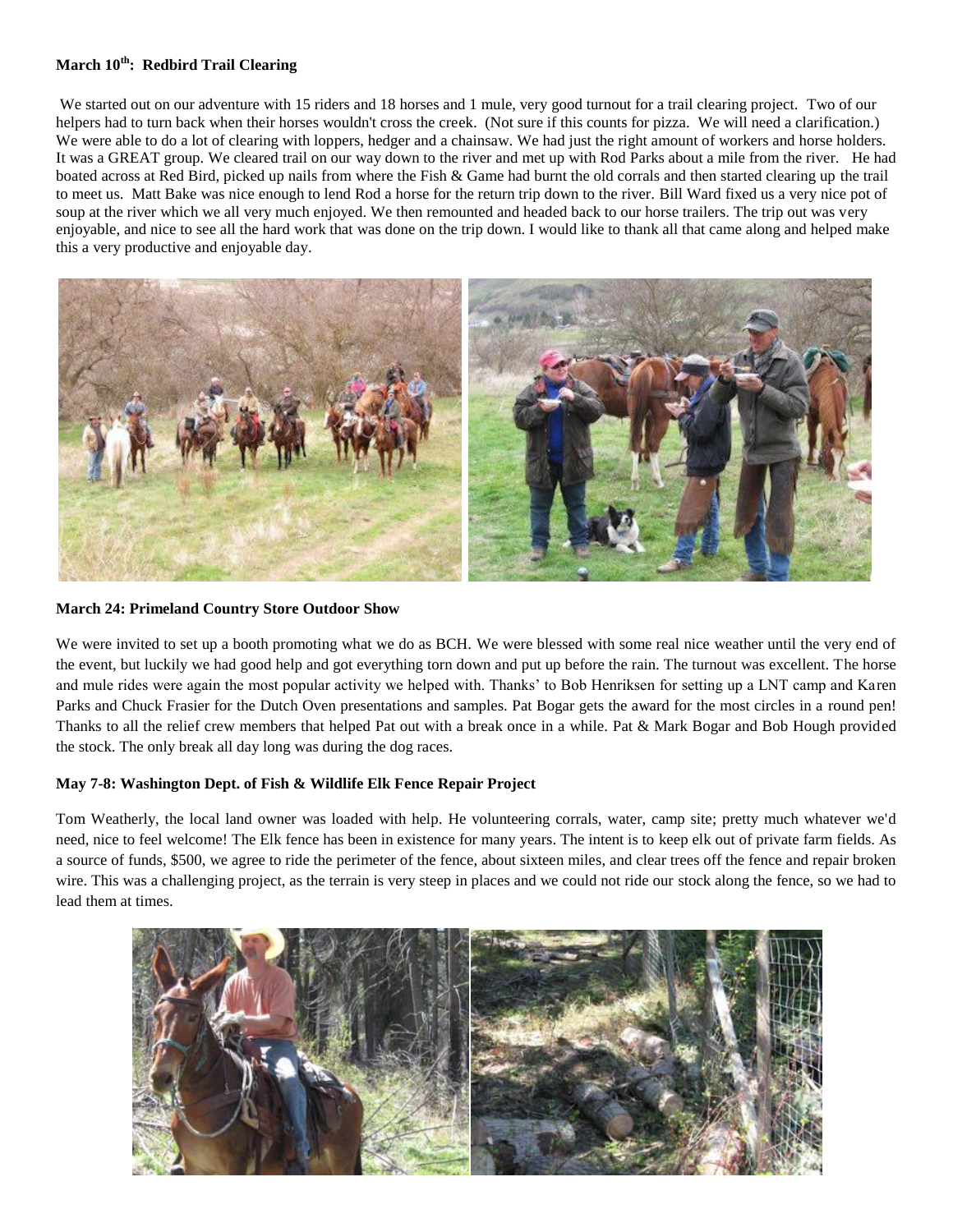### March 10th: Redbird Trail Clearing

We started out on our adventure with 15 riders and 18 horses and 1 mule, very good turnout for a trail clearing project. Two of our helpers had to turn back when their horses wouldn't cross the creek. (Not sure if this counts for pizza. We will need a clarification.) We were able to do a lot of clearing with loppers, hedger and a chainsaw. We had just the right amount of workers and horse holders. It was a GREAT group. We cleared trail on our way down to the river and met up with Rod Parks about a mile from the river. He had boated across at Red Bird, picked up nails from where the Fish & Game had burnt the old corrals and then started clearing up the trail to meet us. Matt Bake was nice enough to lend Rod a horse for the return trip down to the river. Bill Ward fixed us a very nice pot of soup at the river which we all very much enjoyed. We then remounted and headed back to our horse trailers. The trip out was very enjoyable, and nice to see all the hard work that was done on the trip down. I would like to thank all that came along and helped make this a very productive and enjoyable day.

### March 24: Primeland Country Store Outdoor Show

We were invited to set up a booth promoting what we do as BCH. We were blessed with some real nice weather until the very end of the event, but luckily we had good help and got everything torn down and put up before the rain. The turnout was excellent. The horse and mule rides were again the most popular activity we helped with. Thanks' to Bob Henriksen for setting up a LNT camp and Karen Parks and Chuck Frasier for the Dutch Oven presentations and samples. Pat Bogar gets the award for the most circles in a round pen! Thanks to all the relief crew members that helped Pat out with a break once in a while. Pat & Mark Bogar and Bob Hough provided the stock. The only break all day long was during the dog races.

### May 7-8: Washington Dept. of Fish & Wildlife Elk Fence Repair Project

Tom Weatherly, the local land owner was loaded with help. He volunteering corrals, water, camp site; pretty much whatever we'd need, nice to feel welcome! The Elk fence has been in existence for many years. The intent is to keep elk out of private farm fields. As a source of funds, $500, we agree to ride the perimeter of the fence, about sixteen miles, and clear trees off the fence and repair broken wire. This was a challenging project, as the terrain is very steep in places and we could not ride our stock along the fence, so we had to lead them at times.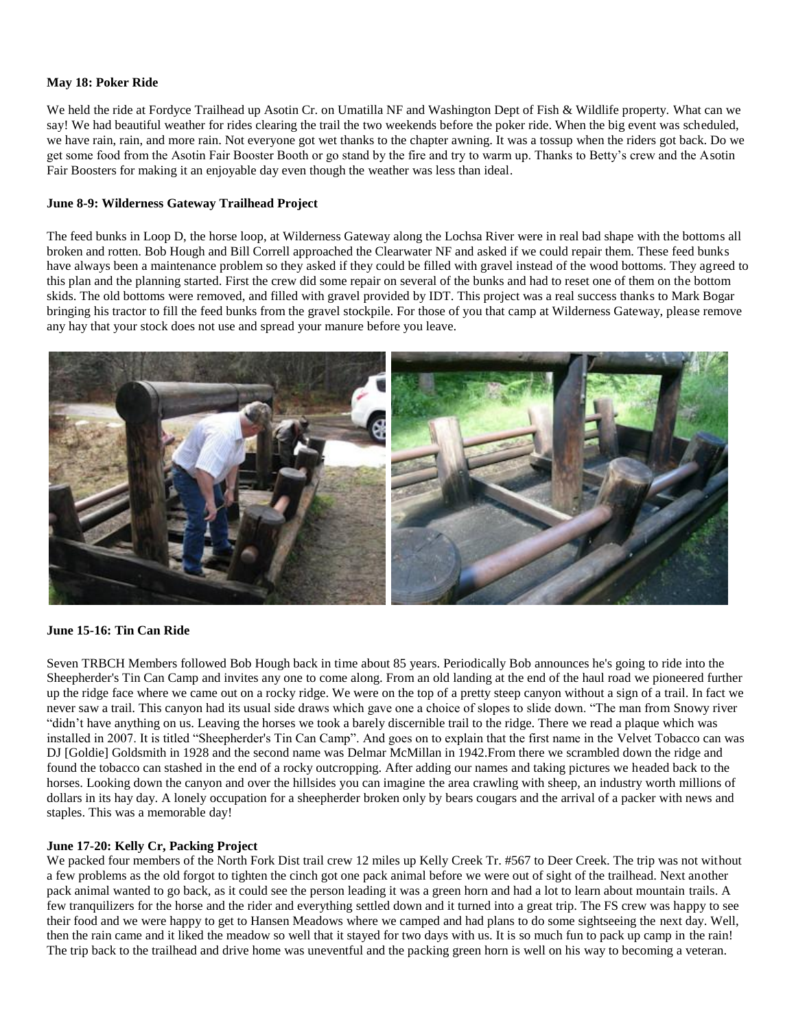**May 18: Poker Ride**

We held the ride at Fordyce Trailhead up Asotin Cr. on Umatilla NF and Washington Dept of Fish & Wildlife property. What can we say! We had beautiful weather for rides clearing the trail the two weekends before the poker ride. When the big event was scheduled, we have rain, rain, and more rain. Not everyone got wet thanks to the chapter awning. It was a tossup when the riders got back. Do we get some food from the Asotin Fair Booster Booth or go stand by the fire and try to warm up. Thanks to Betty's crew and the Asotin Fair Boosters for making it an enjoyable day even though the weather was less than ideal.

**June 8-9: Wilderness Gateway Trailhead Project**

The feed bunks in Loop D, the horse loop, at Wilderness Gateway along the Lochsa River were in real bad shape with the bottoms all broken and rotten. Bob Hough and Bill Correll approached the Clearwater NF and asked if we could repair them. These feed bunks have always been a maintenance problem so they asked if they could be filled with gravel instead of the wood bottoms. They agreed to this plan and the planning started. First the crew did some repair on several of the bunks and had to reset one of them on the bottom skids. The old bottoms were removed, and filled with gravel provided by IDT. This project was a real success thanks to Mark Bogar bringing his tractor to fill the feed bunks from the gravel stockpile. For those of you that camp at Wilderness Gateway, please remove any hay that your stock does not use and spread your manure before you leave.

**June 15-16: Tin Can Ride**

Seven TRBCH Members followed Bob Hough back in time about 85 years. Periodically Bob announces he's going to ride into the Sheepherder's Tin Can Camp and invites any one to come along. From an old landing at the end of the haul road we pioneered further up the ridge face where we came out on a rocky ridge. We were on the top of a pretty steep canyon without a sign of a trail. In fact we never saw a trail. This canyon had its usual side draws which gave one a choice of slopes to slide down. "The man from Snowy river "didn't have anything on us. Leaving the horses we took a barely discernible trail to the ridge. There we read a plaque which was installed in 2007. It is titled "Sheepherder's Tin Can Camp". And goes on to explain that the first name in the Velvet Tobacco can was DJ [Goldie] Goldsmith in 1928 and the second name was Delmar McMillan in 1942.From there we scrambled down the ridge and found the tobacco can stashed in the end of a rocky outcropping. After adding our names and taking pictures we headed back to the horses. Looking down the canyon and over the hillsides you can imagine the area crawling with sheep, an industry worth millions of dollars in its hay day. A lonely occupation for a sheepherder broken only by bears cougars and the arrival of a packer with news and staples. This was a memorable day!

**June 17-20: Kelly Cr, Packing Project**

We packed four members of the North Fork Dist trail crew 12 miles up Kelly Creek Tr. #567 to Deer Creek. The trip was not without a few problems as the old forgot to tighten the cinch got one pack animal before we were out of sight of the trailhead. Next another pack animal wanted to go back, as it could see the person leading it was a green horn and had a lot to learn about mountain trails. A few tranquilizers for the horse and the rider and everything settled down and it turned into a great trip. The FS crew was happy to see their food and we were happy to get to Hansen Meadows where we camped and had plans to do some sightseeing the next day. Well, then the rain came and it liked the meadow so well that it stayed for two days with us. It is so much fun to pack up camp in the rain! The trip back to the trailhead and drive home was uneventful and the packing green horn is well on his way to becoming a veteran.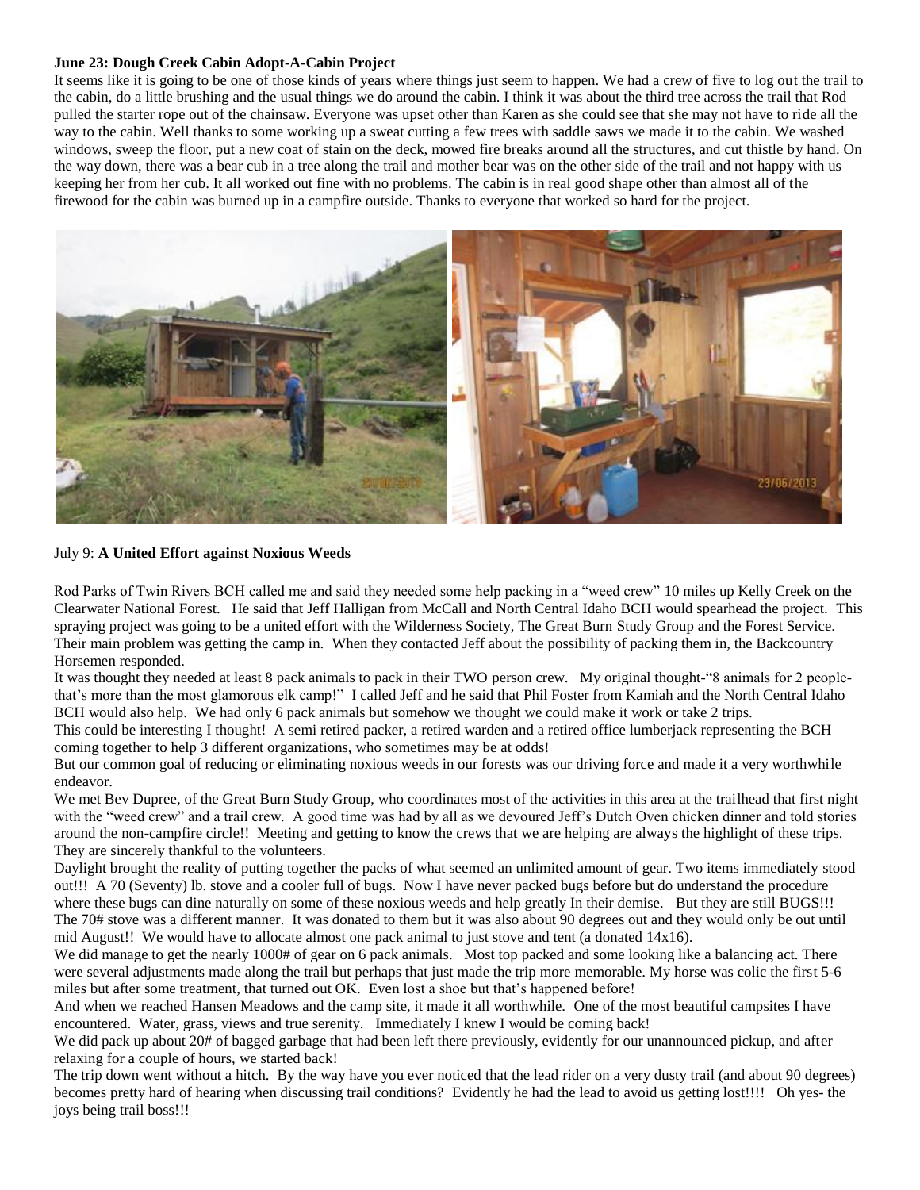**June 23: Dough Creek Cabin Adopt-A-Cabin Project**

It seems like it is going to be one of those kinds of years where things just seem to happen. We had a crew of five to log out the trail to the cabin, do a little brushing and the usual things we do around the cabin. I think it was about the third tree across the trail that Rod pulled the starter rope out of the chainsaw. Everyone was upset other than Karen as she could see that she may not have to ride all the way to the cabin. Well thanks to some working up a sweat cutting a few trees with saddle saws we made it to the cabin. We washed windows, sweep the floor, put a new coat of stain on the deck, mowed fire breaks around all the structures, and cut thistle by hand. On the way down, there was a bear cub in a tree along the trail and mother bear was on the other side of the trail and not happy with us keeping her from her cub. It all worked out fine with no problems. The cabin is in real good shape other than almost all of the firewood for the cabin was burned up in a campfire outside. Thanks to everyone that worked so hard for the project.

July 9: **A United Effort against Noxious Weeds**

Rod Parks of Twin Rivers BCH called me and said they needed some help packing in a "weed crew" 10 miles up Kelly Creek on the Clearwater National Forest. He said that Jeff Halligan from McCall and North Central Idaho BCH would spearhead the project. This spraying project was going to be a united effort with the Wilderness Society, The Great Burn Study Group and the Forest Service. Their main problem was getting the camp in. When they contacted Jeff about the possibility of packing them in, the Backcountry Horsemen responded.

It was thought they needed at least 8 pack animals to pack in their TWO person crew. My original thought-"8 animals for 2 people-that's more than the most glamorous elk camp!" I called Jeff and he said that Phil Foster from Kamiah and the North Central Idaho BCH would also help. We had only 6 pack animals but somehow we thought we could make it work or take 2 trips.

This could be interesting I thought! A semi retired packer, a retired warden and a retired office lumberjack representing the BCH coming together to help 3 different organizations, who sometimes may be at odds!

But our common goal of reducing or eliminating noxious weeds in our forests was our driving force and made it a very worthwhile endeavor.

We met Bev Dupree, of the Great Burn Study Group, who coordinates most of the activities in this area at the trailhead that first night with the "weed crew" and a trail crew. A good time was had by all as we devoured Jeff's Dutch Oven chicken dinner and told stories around the non-campfire circle!! Meeting and getting to know the crews that we are helping are always the highlight of these trips. They are sincerely thankful to the volunteers.

Daylight brought the reality of putting together the packs of what seemed an unlimited amount of gear. Two items immediately stood out!!! A 70 (Seventy) lb. stove and a cooler full of bugs. Now I have never packed bugs before but do understand the procedure where these bugs can dine naturally on some of these noxious weeds and help greatly In their demise. But they are still BUGS!!!

The 70# stove was a different manner. It was donated to them but it was also about 90 degrees out and they would only be out until mid August!! We would have to allocate almost one pack animal to just stove and tent (a donated 14x16).

We did manage to get the nearly 1000# of gear on 6 pack animals. Most top packed and some looking like a balancing act. There were several adjustments made along the trail but perhaps that just made the trip more memorable. My horse was colic the first 5-6 miles but after some treatment, that turned out OK. Even lost a shoe but that's happened before!

And when we reached Hansen Meadows and the camp site, it made it all worthwhile. One of the most beautiful campsites I have encountered. Water, grass, views and true serenity. Immediately I knew I would be coming back!

We did pack up about 20# of bagged garbage that had been left there previously, evidently for our unannounced pickup, and after relaxing for a couple of hours, we started back!

The trip down went without a hitch. By the way have you ever noticed that the lead rider on a very dusty trail (and about 90 degrees) becomes pretty hard of hearing when discussing trail conditions? Evidently he had the lead to avoid us getting lost!!!! Oh yes- the joys being trail boss!!!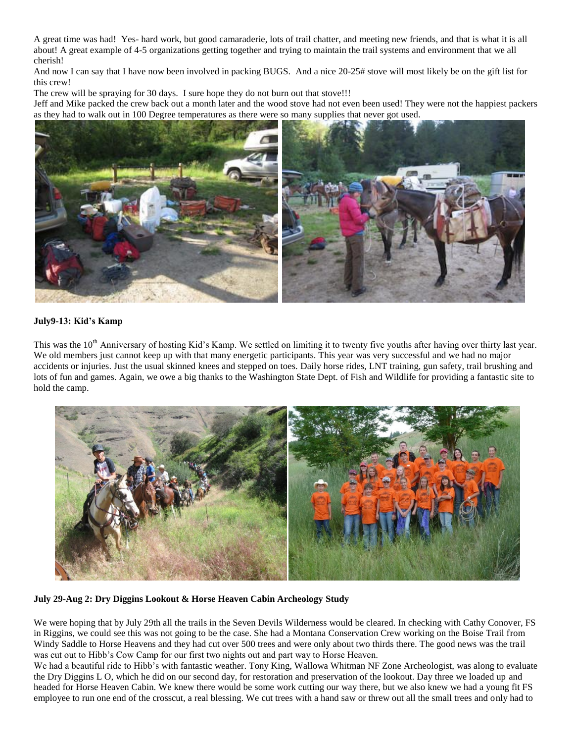A great time was had! Yes- hard work, but good camaraderie, lots of trail chatter, and meeting new friends, and that is what it is all about! A great example of 4-5 organizations getting together and trying to maintain the trail systems and environment that we all cherish!

And now I can say that I have now been involved in packing BUGS. And a nice 20-25# stove will most likely be on the gift list for this crew!

The crew will be spraying for 30 days. I sure hope they do not burn out that stove!!!

Jeff and Mike packed the crew back out a month later and the wood stove had not even been used! They were not the happiest packers as they had to walk out in 100 Degree temperatures as there were so many supplies that never got used.

**July9-13: Kid's Kamp**

This was the 10th Anniversary of hosting Kid's Kamp. We settled on limiting it to twenty five youths after having over thirty last year. We old members just cannot keep up with that many energetic participants. This year was very successful and we had no major accidents or injuries. Just the usual skinned knees and stepped on toes. Daily horse rides, LNT training, gun safety, trail brushing and lots of fun and games. Again, we owe a big thanks to the Washington State Dept. of Fish and Wildlife for providing a fantastic site to hold the camp.

**July 29-Aug 2: Dry Diggins Lookout & Horse Heaven Cabin Archeology Study**

We were hoping that by July 29th all the trails in the Seven Devils Wilderness would be cleared. In checking with Cathy Conover, FS in Riggins, we could see this was not going to be the case. She had a Montana Conservation Crew working on the Boise Trail from Windy Saddle to Horse Heavens and they had cut over 500 trees and were only about two thirds there. The good news was the trail was cut out to Hibb's Cow Camp for our first two nights out and part way to Horse Heaven.

We had a beautiful ride to Hibb's with fantastic weather. Tony King, Wallowa Whitman NF Zone Archeologist, was along to evaluate the Dry Diggins L O, which he did on our second day, for restoration and preservation of the lookout. Day three we loaded up and headed for Horse Heaven Cabin. We knew there would be some work cutting our way there, but we also knew we had a young fit FS employee to run one end of the crosscut, a real blessing. We cut trees with a hand saw or threw out all the small trees and only had to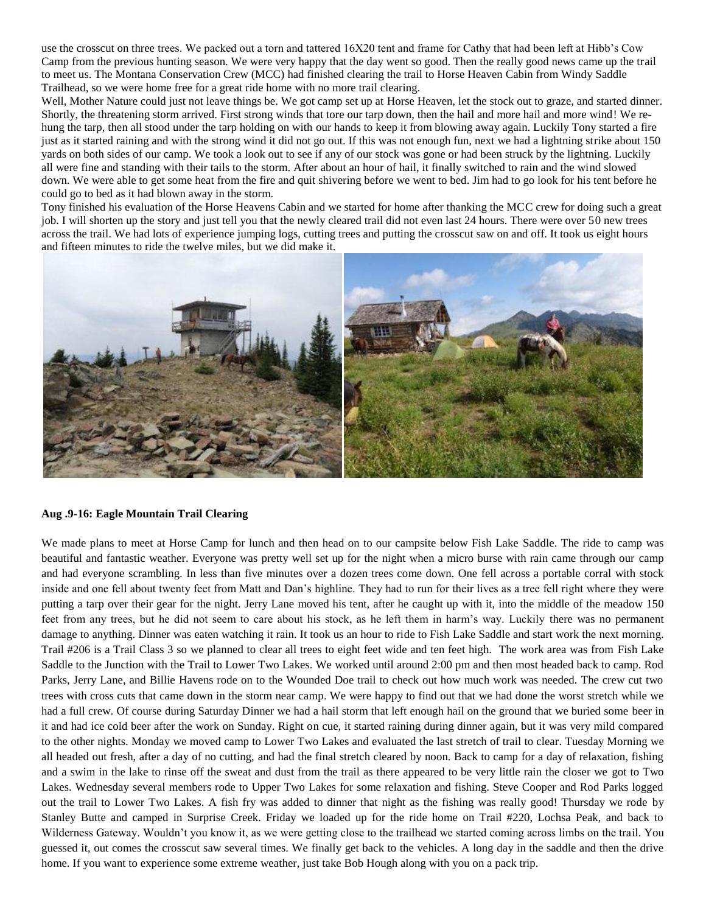use the crosscut on three trees. We packed out a torn and tattered 16X20 tent and frame for Cathy that had been left at Hibb's Cow Camp from the previous hunting season. We were very happy that the day went so good. Then the really good news came up the trail to meet us. The Montana Conservation Crew (MCC) had finished clearing the trail to Horse Heaven Cabin from Windy Saddle Trailhead, so we were home free for a great ride home with no more trail clearing.

Well, Mother Nature could just not leave things be. We got camp set up at Horse Heaven, let the stock out to graze, and started dinner. Shortly, the threatening storm arrived. First strong winds that tore our tarp down, then the hail and more hail and more wind! We re-hung the tarp, then all stood under the tarp holding on with our hands to keep it from blowing away again. Luckily Tony started a fire just as it started raining and with the strong wind it did not go out. If this was not enough fun, next we had a lightning strike about 150 yards on both sides of our camp. We took a look out to see if any of our stock was gone or had been struck by the lightning. Luckily all were fine and standing with their tails to the storm. After about an hour of hail, it finally switched to rain and the wind slowed down. We were able to get some heat from the fire and quit shivering before we went to bed. Jim had to go look for his tent before he could go to bed as it had blown away in the storm.

Tony finished his evaluation of the Horse Heavens Cabin and we started for home after thanking the MCC crew for doing such a great job. I will shorten up the story and just tell you that the newly cleared trail did not even last 24 hours. There were over 50 new trees across the trail. We had lots of experience jumping logs, cutting trees and putting the crosscut saw on and off. It took us eight hours and fifteen minutes to ride the twelve miles, but we did make it.

**Aug .9-16: Eagle Mountain Trail Clearing**

We made plans to meet at Horse Camp for lunch and then head on to our campsite below Fish Lake Saddle. The ride to camp was beautiful and fantastic weather. Everyone was pretty well set up for the night when a micro burse with rain came through our camp and had everyone scrambling. In less than five minutes over a dozen trees come down. One fell across a portable corral with stock inside and one fell about twenty feet from Matt and Dan's highline. They had to run for their lives as a tree fell right where they were putting a tarp over their gear for the night. Jerry Lane moved his tent, after he caught up with it, into the middle of the meadow 150 feet from any trees, but he did not seem to care about his stock, as he left them in harm's way. Luckily there was no permanent damage to anything. Dinner was eaten watching it rain. It took us an hour to ride to Fish Lake Saddle and start work the next morning. Trail #206 is a Trail Class 3 so we planned to clear all trees to eight feet wide and ten feet high. The work area was from Fish Lake Saddle to the Junction with the Trail to Lower Two Lakes. We worked until around 2:00 pm and then most headed back to camp. Rod Parks, Jerry Lane, and Billie Havens rode on to the Wounded Doe trail to check out how much work was needed. The crew cut two trees with cross cuts that came down in the storm near camp. We were happy to find out that we had done the worst stretch while we had a full crew. Of course during Saturday Dinner we had a hail storm that left enough hail on the ground that we buried some beer in it and had ice cold beer after the work on Sunday. Right on cue, it started raining during dinner again, but it was very mild compared to the other nights. Monday we moved camp to Lower Two Lakes and evaluated the last stretch of trail to clear. Tuesday Morning we all headed out fresh, after a day of no cutting, and had the final stretch cleared by noon. Back to camp for a day of relaxation, fishing and a swim in the lake to rinse off the sweat and dust from the trail as there appeared to be very little rain the closer we got to Two Lakes. Wednesday several members rode to Upper Two Lakes for some relaxation and fishing. Steve Cooper and Rod Parks logged out the trail to Lower Two Lakes. A fish fry was added to dinner that night as the fishing was really good! Thursday we rode by Stanley Butte and camped in Surprise Creek. Friday we loaded up for the ride home on Trail #220, Lochsa Peak, and back to Wilderness Gateway. Wouldn't you know it, as we were getting close to the trailhead we started coming across limbs on the trail. You guessed it, out comes the crosscut saw several times. We finally get back to the vehicles. A long day in the saddle and then the drive home. If you want to experience some extreme weather, just take Bob Hough along with you on a pack trip.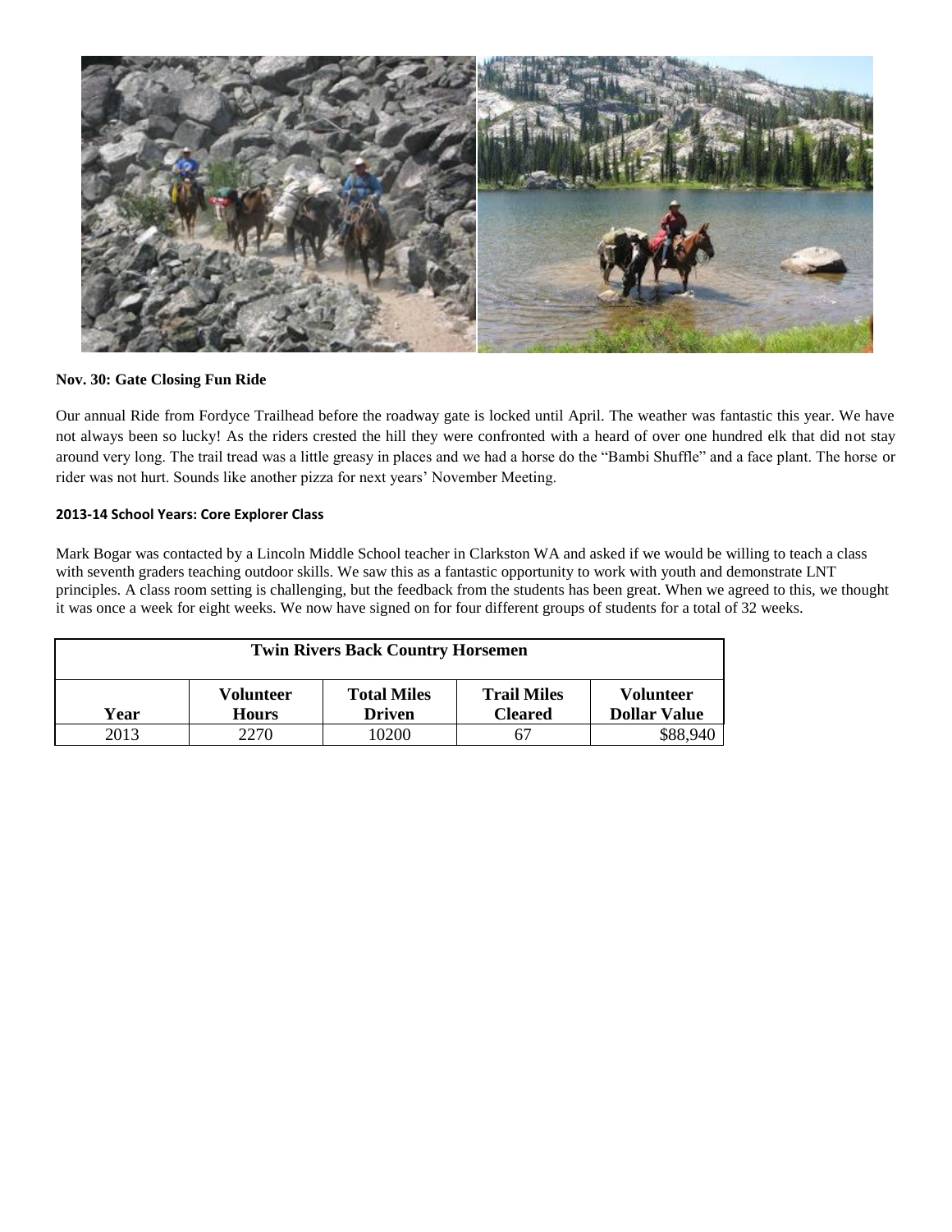**Nov. 30: Gate Closing Fun Ride**

Our annual Ride from Fordyce Trailhead before the roadway gate is locked until April. The weather was fantastic this year. We have not always been so lucky! As the riders crested the hill they were confronted with a heard of over one hundred elk that did not stay around very long. The trail tread was a little greasy in places and we had a horse do the "Bambi Shuffle" and a face plant. The horse or rider was not hurt. Sounds like another pizza for next years' November Meeting.

**2013-14 School Years: Core Explorer Class**

Mark Bogar was contacted by a Lincoln Middle School teacher in Clarkston WA and asked if we would be willing to teach a class with seventh graders teaching outdoor skills. We saw this as a fantastic opportunity to work with youth and demonstrate LNT principles. A class room setting is challenging, but the feedback from the students has been great. When we agreed to this, we thought it was once a week for eight weeks. We now have signed on for four different groups of students for a total of 32 weeks.

| Twin Rivers Back Country Horsemen | | | | |
|---|---|---|---|---|
| **Year** | **Volunteer Hours** | **Total Miles Driven** | **Trail Miles Cleared** | **Volunteer Dollar Value** |
| 2013 | 2270 | 10200 | 67 | $88,940 |